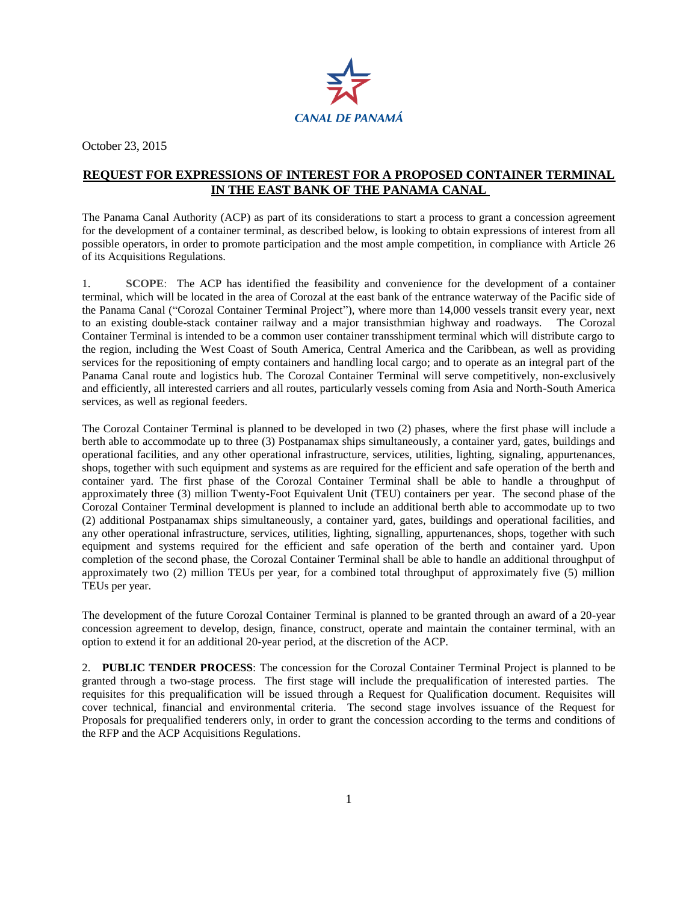CANAL DE PANAMÁ

October 23, 2015

## REQUEST FOR EXPRESSIONS OF INTEREST FOR A PROPOSED CONTAINER TERMINAL IN THE EAST BANK OF THE PANAMA CANAL

The Panama Canal Authority (ACP) as part of its considerations to start a process to grant a concession agreement for the development of a container terminal, as described below, is looking to obtain expressions of interest from all possible operators, in order to promote participation and the most ample competition, in compliance with Article 26 of its Acquisitions Regulations.

1. **SCOPE**: The ACP has identified the feasibility and convenience for the development of a container terminal, which will be located in the area of Corozal at the east bank of the entrance waterway of the Pacific side of the Panama Canal ("Corozal Container Terminal Project"), where more than 14,000 vessels transit every year, next to an existing double-stack container railway and a major transisthmian highway and roadways. The Corozal Container Terminal is intended to be a common user container transshipment terminal which will distribute cargo to the region, including the West Coast of South America, Central America and the Caribbean, as well as providing services for the repositioning of empty containers and handling local cargo; and to operate as an integral part of the Panama Canal route and logistics hub. The Corozal Container Terminal will serve competitively, non-exclusively and efficiently, all interested carriers and all routes, particularly vessels coming from Asia and North-South America services, as well as regional feeders.

The Corozal Container Terminal is planned to be developed in two (2) phases, where the first phase will include a berth able to accommodate up to three (3) Postpanamax ships simultaneously, a container yard, gates, buildings and operational facilities, and any other operational infrastructure, services, utilities, lighting, signaling, appurtenances, shops, together with such equipment and systems as are required for the efficient and safe operation of the berth and container yard. The first phase of the Corozal Container Terminal shall be able to handle a throughput of approximately three (3) million Twenty-Foot Equivalent Unit (TEU) containers per year. The second phase of the Corozal Container Terminal development is planned to include an additional berth able to accommodate up to two (2) additional Postpanamax ships simultaneously, a container yard, gates, buildings and operational facilities, and any other operational infrastructure, services, utilities, lighting, signalling, appurtenances, shops, together with such equipment and systems required for the efficient and safe operation of the berth and container yard. Upon completion of the second phase, the Corozal Container Terminal shall be able to handle an additional throughput of approximately two (2) million TEUs per year, for a combined total throughput of approximately five (5) million TEUs per year.

The development of the future Corozal Container Terminal is planned to be granted through an award of a 20-year concession agreement to develop, design, finance, construct, operate and maintain the container terminal, with an option to extend it for an additional 20-year period, at the discretion of the ACP.

2. **PUBLIC TENDER PROCESS**: The concession for the Corozal Container Terminal Project is planned to be granted through a two-stage process. The first stage will include the prequalification of interested parties. The requisites for this prequalification will be issued through a Request for Qualification document. Requisites will cover technical, financial and environmental criteria. The second stage involves issuance of the Request for Proposals for prequalified tenderers only, in order to grant the concession according to the terms and conditions of the RFP and the ACP Acquisitions Regulations.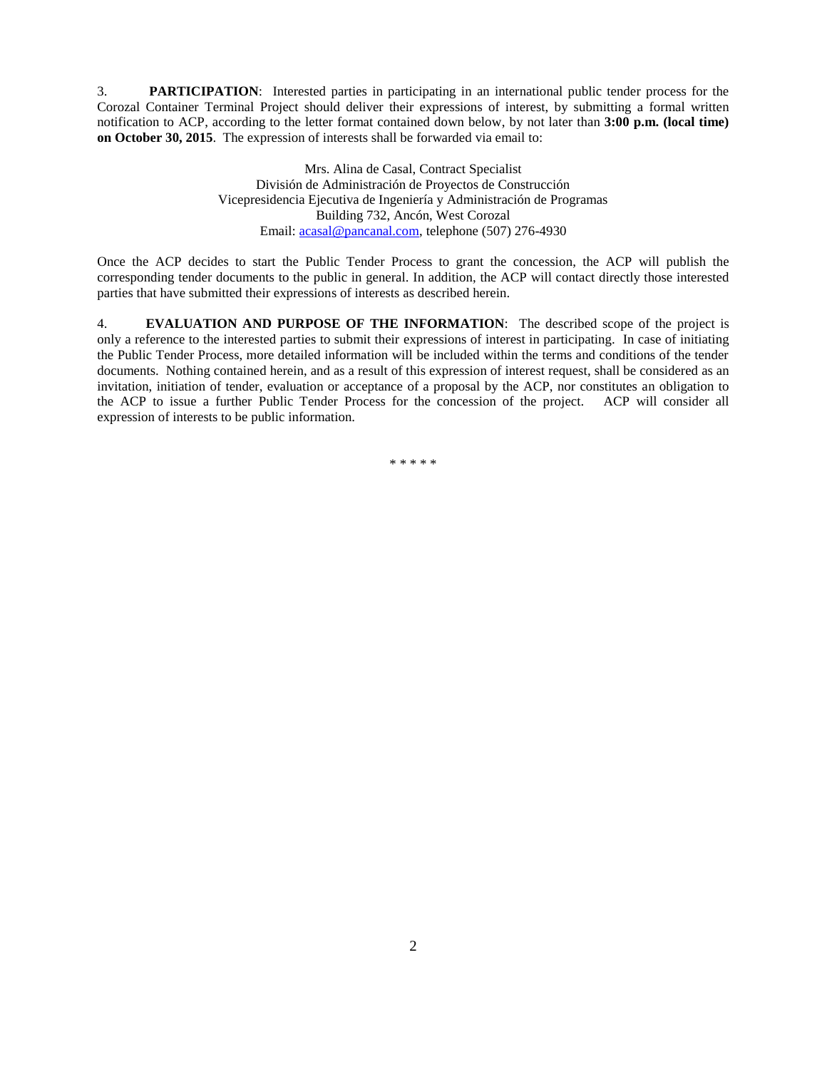3. **PARTICIPATION**: Interested parties in participating in an international public tender process for the Corozal Container Terminal Project should deliver their expressions of interest, by submitting a formal written notification to ACP, according to the letter format contained down below, by not later than **3:00 p.m. (local time) on October 30, 2015**. The expression of interests shall be forwarded via email to:

Mrs. Alina de Casal, Contract Specialist
División de Administración de Proyectos de Construcción
Vicepresidencia Ejecutiva de Ingeniería y Administración de Programas
Building 732, Ancón, West Corozal
Email: [acasal@pancanal.com](mailto:acasal@pancanal.com), telephone (507) 276-4930

Once the ACP decides to start the Public Tender Process to grant the concession, the ACP will publish the corresponding tender documents to the public in general. In addition, the ACP will contact directly those interested parties that have submitted their expressions of interests as described herein.

4. **EVALUATION AND PURPOSE OF THE INFORMATION**: The described scope of the project is only a reference to the interested parties to submit their expressions of interest in participating. In case of initiating the Public Tender Process, more detailed information will be included within the terms and conditions of the tender documents. Nothing contained herein, and as a result of this expression of interest request, shall be considered as an invitation, initiation of tender, evaluation or acceptance of a proposal by the ACP, nor constitutes an obligation to the ACP to issue a further Public Tender Process for the concession of the project. ACP will consider all expression of interests to be public information.

\* \* \* \* \*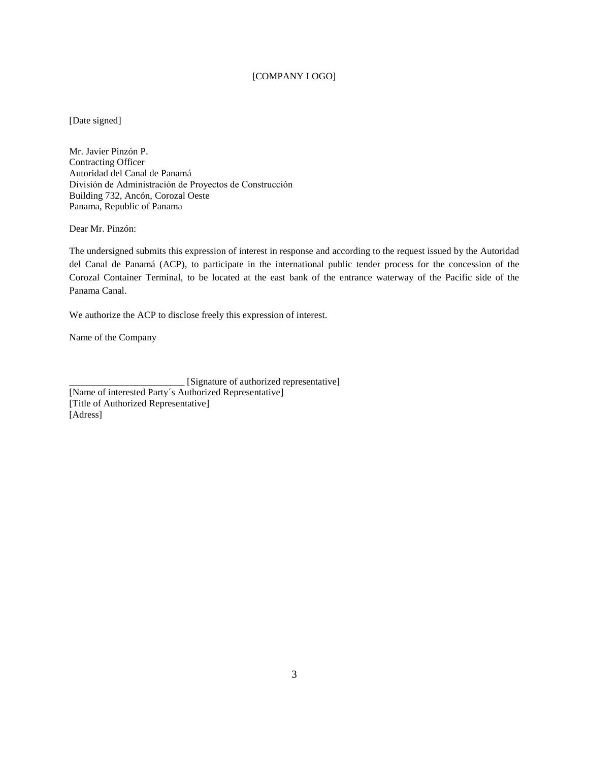[COMPANY LOGO]

[Date signed]

Mr. Javier Pinzón P.
Contracting Officer
Autoridad del Canal de Panamá
División de Administración de Proyectos de Construcción
Building 732, Ancón, Corozal Oeste
Panama, Republic of Panama

Dear Mr. Pinzón:

The undersigned submits this expression of interest in response and according to the request issued by the Autoridad del Canal de Panamá (ACP), to participate in the international public tender process for the concession of the Corozal Container Terminal, to be located at the east bank of the entrance waterway of the Pacific side of the Panama Canal.

We authorize the ACP to disclose freely this expression of interest.

Name of the Company

________________________ [Signature of authorized representative]
[Name of interested Party´s Authorized Representative]
[Title of Authorized Representative]
[Adress]